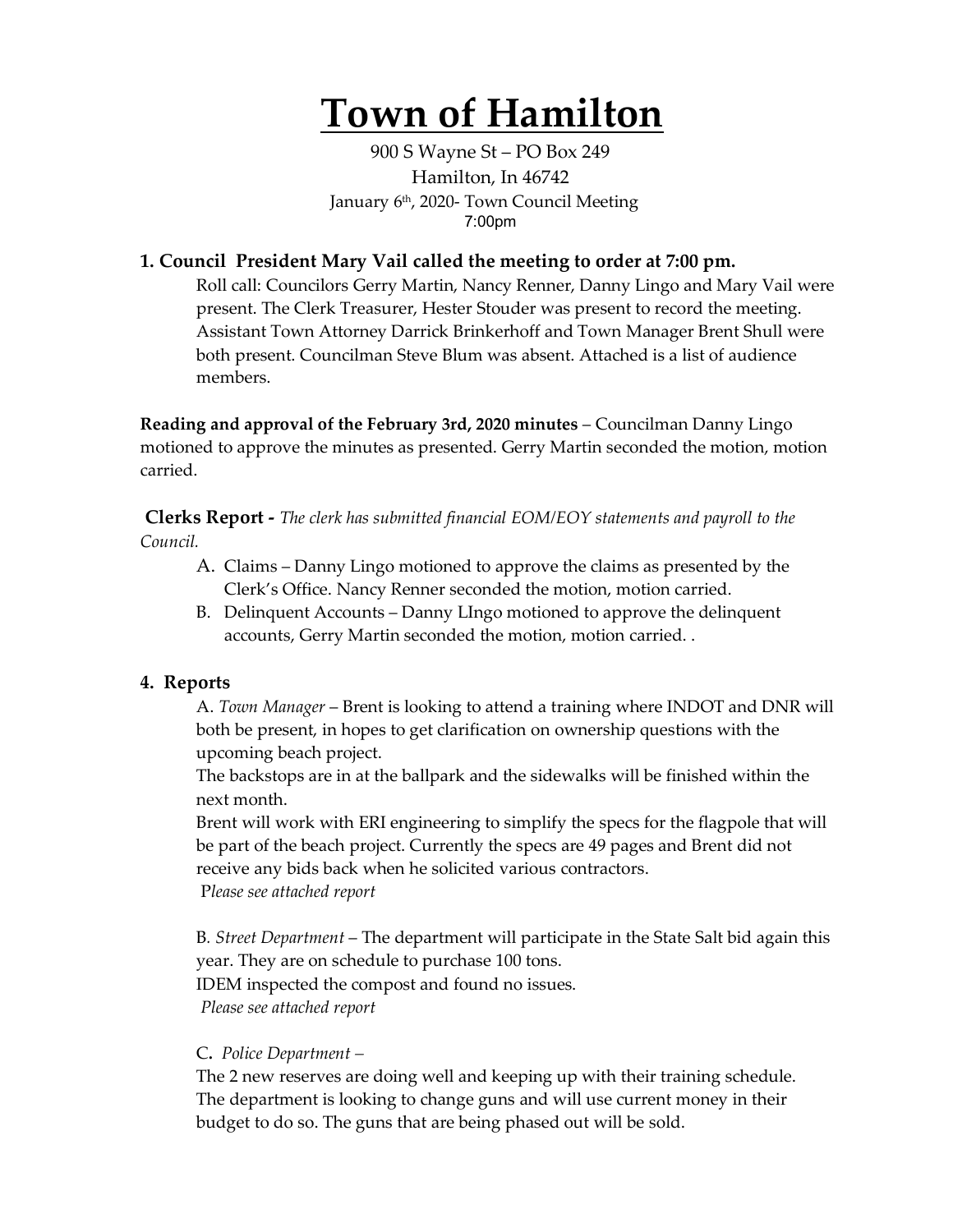# Town of Hamilton

900 S Wayne St – PO Box 249
Hamilton, In 46742
January 6th, 2020- Town Council Meeting
7:00pm

### 1. Council President Mary Vail called the meeting to order at 7:00 pm.

Roll call: Councilors Gerry Martin, Nancy Renner, Danny Lingo and Mary Vail were present. The Clerk Treasurer, Hester Stouder was present to record the meeting. Assistant Town Attorney Darrick Brinkerhoff and Town Manager Brent Shull were both present. Councilman Steve Blum was absent. Attached is a list of audience members.

**Reading and approval of the February 3rd, 2020 minutes** – Councilman Danny Lingo motioned to approve the minutes as presented. Gerry Martin seconded the motion, motion carried.

**Clerks Report -** *The clerk has submitted financial EOM/EOY statements and payroll to the Council.*

A. Claims – Danny Lingo motioned to approve the claims as presented by the Clerk's Office. Nancy Renner seconded the motion, motion carried.
B. Delinquent Accounts – Danny LIngo motioned to approve the delinquent accounts, Gerry Martin seconded the motion, motion carried. .

### 4. Reports

A. *Town Manager* – Brent is looking to attend a training where INDOT and DNR will both be present, in hopes to get clarification on ownership questions with the upcoming beach project.
The backstops are in at the ballpark and the sidewalks will be finished within the next month.
Brent will work with ERI engineering to simplify the specs for the flagpole that will be part of the beach project. Currently the specs are 49 pages and Brent did not receive any bids back when he solicited various contractors.
*Please see attached report*

B. *Street Department* – The department will participate in the State Salt bid again this year. They are on schedule to purchase 100 tons.
IDEM inspected the compost and found no issues.
*Please see attached report*

C. *Police Department* –
The 2 new reserves are doing well and keeping up with their training schedule.
The department is looking to change guns and will use current money in their budget to do so. The guns that are being phased out will be sold.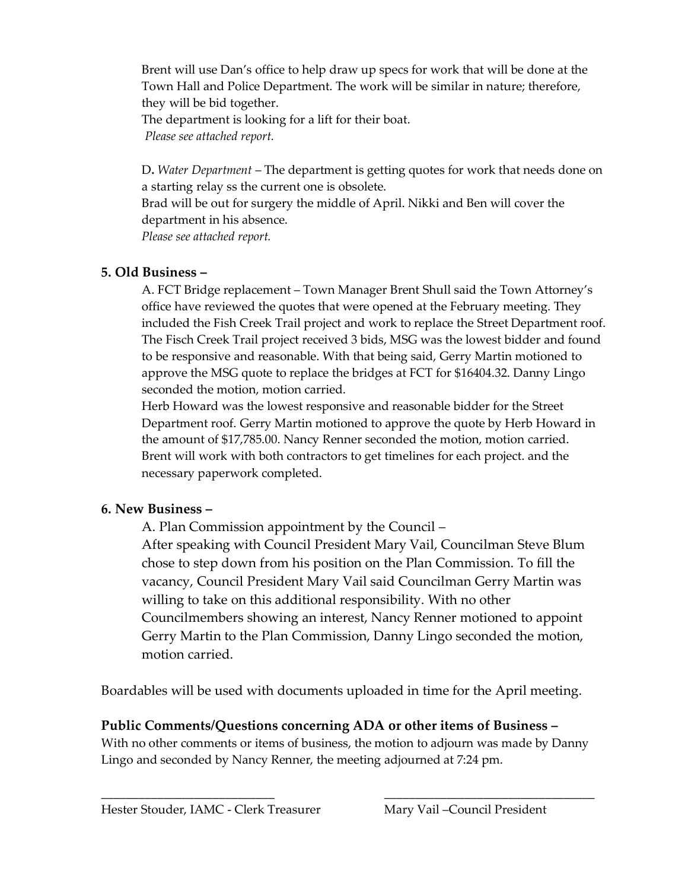Brent will use Dan's office to help draw up specs for work that will be done at the Town Hall and Police Department. The work will be similar in nature; therefore, they will be bid together.
The department is looking for a lift for their boat.
*Please see attached report.*

D. *Water Department* – The department is getting quotes for work that needs done on a starting relay ss the current one is obsolete.
Brad will be out for surgery the middle of April. Nikki and Ben will cover the department in his absence.
*Please see attached report.*

### 5. Old Business –

A. FCT Bridge replacement – Town Manager Brent Shull said the Town Attorney's office have reviewed the quotes that were opened at the February meeting. They included the Fish Creek Trail project and work to replace the Street Department roof. The Fisch Creek Trail project received 3 bids, MSG was the lowest bidder and found to be responsive and reasonable. With that being said, Gerry Martin motioned to approve the MSG quote to replace the bridges at FCT for $16404.32. Danny Lingo seconded the motion, motion carried.
Herb Howard was the lowest responsive and reasonable bidder for the Street Department roof. Gerry Martin motioned to approve the quote by Herb Howard in the amount of $17,785.00. Nancy Renner seconded the motion, motion carried.
Brent will work with both contractors to get timelines for each project. and the necessary paperwork completed.

### 6. New Business –

A. Plan Commission appointment by the Council –
After speaking with Council President Mary Vail, Councilman Steve Blum chose to step down from his position on the Plan Commission. To fill the vacancy, Council President Mary Vail said Councilman Gerry Martin was willing to take on this additional responsibility. With no other Councilmembers showing an interest, Nancy Renner motioned to appoint Gerry Martin to the Plan Commission, Danny Lingo seconded the motion, motion carried.

Boardables will be used with documents uploaded in time for the April meeting.

### Public Comments/Questions concerning ADA or other items of Business –

With no other comments or items of business, the motion to adjourn was made by Danny Lingo and seconded by Nancy Renner, the meeting adjourned at 7:24 pm.

\_\_\_\_\_\_\_\_\_\_\_\_\_\_\_\_\_\_\_\_\_\_\_\_\_\_\_\_ \_\_\_\_\_\_\_\_\_\_\_\_\_\_\_\_\_\_\_\_\_\_\_\_\_\_\_\_\_\_\_\_\_\_

Hester Stouder, IAMC - Clerk Treasurer          Mary Vail –Council President